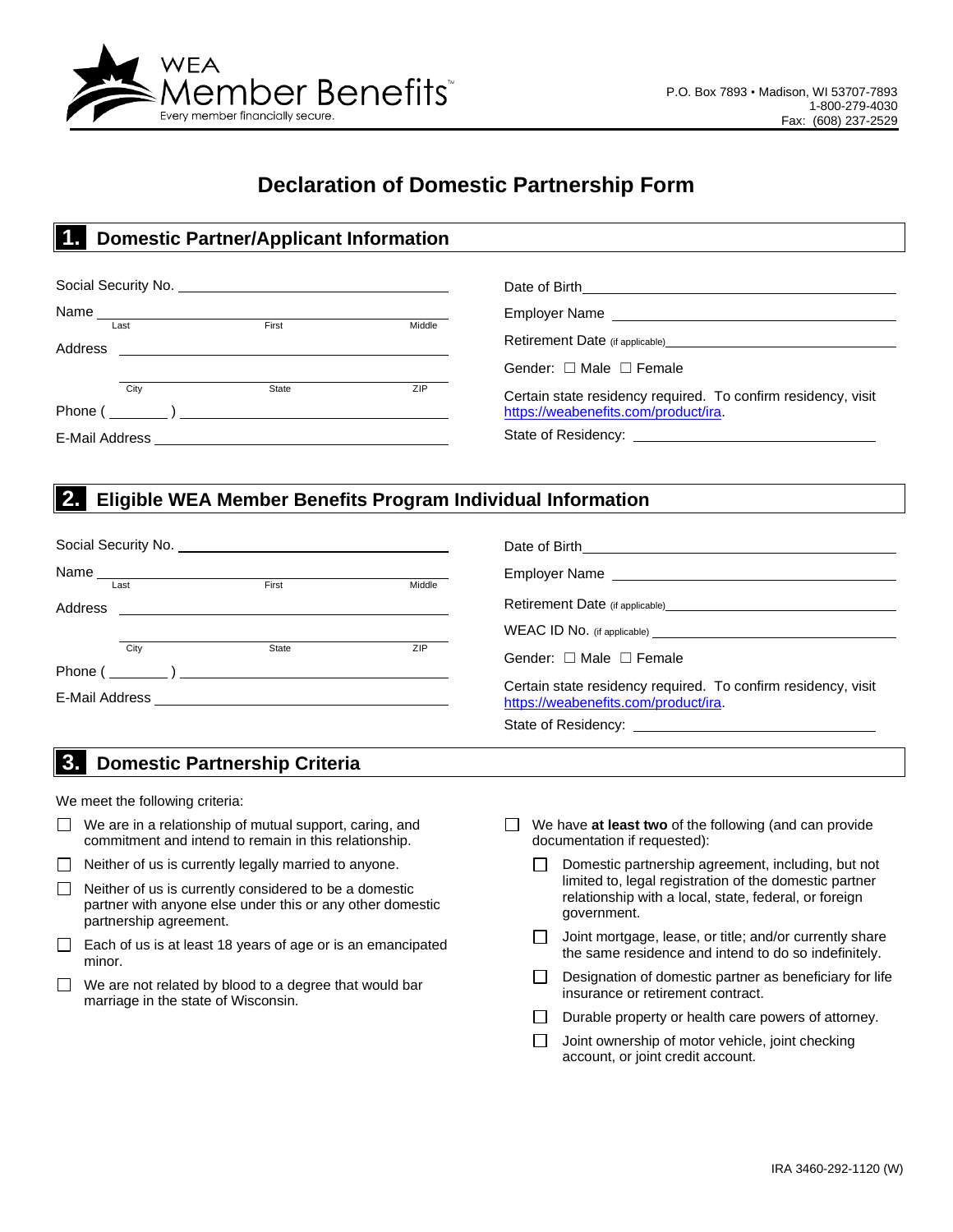WEA Member Benefits™
Every member financially secure.

P.O. Box 7893 • Madison, WI 53707-7893
1-800-279-4030
Fax: (608) 237-2529

# Declaration of Domestic Partnership Form

## 1. Domestic Partner/Applicant Information

Social Security No. ______________________

Name ______________________
Last First Middle

Address ______________________

______________________
City State ZIP

Phone ( ______ ) ______________________

E-Mail Address ______________________

Date of Birth ______________________

Employer Name ______________________

Retirement Date (if applicable) ______________________

Gender: ☐ Male ☐ Female

Certain state residency required. To confirm residency, visit https://weabenefits.com/product/ira.

State of Residency: ______________________

## 2. Eligible WEA Member Benefits Program Individual Information

Social Security No. ______________________

Name ______________________
Last First Middle

Address ______________________

______________________
City State ZIP

Phone ( ______ ) ______________________

E-Mail Address ______________________

Date of Birth ______________________

Employer Name ______________________

Retirement Date (if applicable) ______________________

WEAC ID No. (if applicable) ______________________

Gender: ☐ Male ☐ Female

Certain state residency required. To confirm residency, visit https://weabenefits.com/product/ira.

State of Residency: ______________________

## 3. Domestic Partnership Criteria

We meet the following criteria:

- ☐ We are in a relationship of mutual support, caring, and commitment and intend to remain in this relationship.
- ☐ Neither of us is currently legally married to anyone.
- ☐ Neither of us is currently considered to be a domestic partner with anyone else under this or any other domestic partnership agreement.
- ☐ Each of us is at least 18 years of age or is an emancipated minor.
- ☐ We are not related by blood to a degree that would bar marriage in the state of Wisconsin.
- ☐ We have **at least two** of the following (and can provide documentation if requested):
  - ☐ Domestic partnership agreement, including, but not limited to, legal registration of the domestic partner relationship with a local, state, federal, or foreign government.
  - ☐ Joint mortgage, lease, or title; and/or currently share the same residence and intend to do so indefinitely.
  - ☐ Designation of domestic partner as beneficiary for life insurance or retirement contract.
  - ☐ Durable property or health care powers of attorney.
  - ☐ Joint ownership of motor vehicle, joint checking account, or joint credit account.

IRA 3460-292-1120 (W)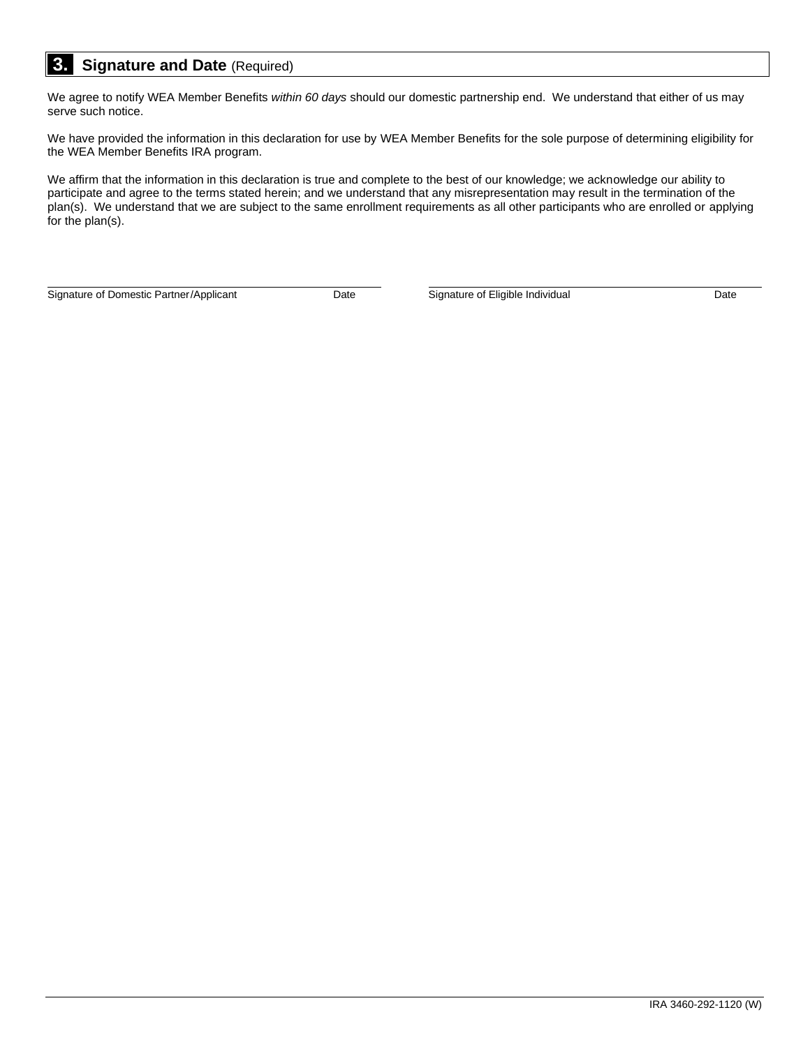## 3. Signature and Date (Required)

We agree to notify WEA Member Benefits *within 60 days* should our domestic partnership end. We understand that either of us may serve such notice.

We have provided the information in this declaration for use by WEA Member Benefits for the sole purpose of determining eligibility for the WEA Member Benefits IRA program.

We affirm that the information in this declaration is true and complete to the best of our knowledge; we acknowledge our ability to participate and agree to the terms stated herein; and we understand that any misrepresentation may result in the termination of the plan(s). We understand that we are subject to the same enrollment requirements as all other participants who are enrolled or applying for the plan(s).

Signature of Domestic Partner/Applicant ____________________ Date __________

Signature of Eligible Individual ____________________ Date __________

IRA 3460-292-1120 (W)